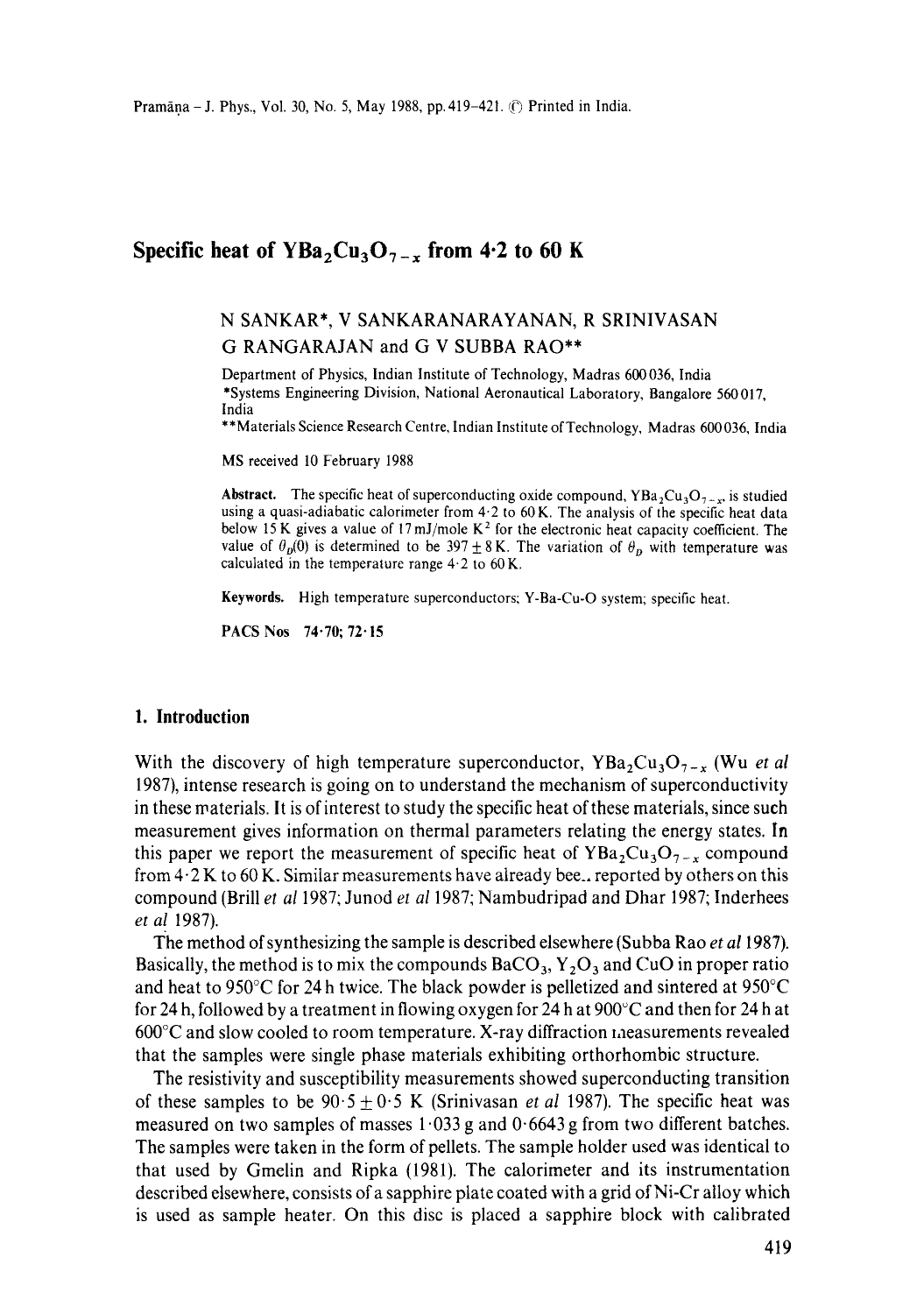# Specific heat of $YBa_2Cu_3O_{7-x}$ from 4·2 to 60 K

N SANKAR*, V SANKARANARAYANAN, R SRINIVASAN
G RANGARAJAN and G V SUBBA RAO**

Department of Physics, Indian Institute of Technology, Madras 600 036, India
*Systems Engineering Division, National Aeronautical Laboratory, Bangalore 560 017, India
**Materials Science Research Centre, Indian Institute of Technology, Madras 600 036, India

MS received 10 February 1988

**Abstract.** The specific heat of superconducting oxide compound, $YBa_2Cu_3O_{7-x}$, is studied using a quasi-adiabatic calorimeter from 4·2 to 60 K. The analysis of the specific heat data below 15 K gives a value of 17 mJ/mole $K^2$ for the electronic heat capacity coefficient. The value of $\theta_D(0)$ is determined to be $397 \pm 8$ K. The variation of $\theta_D$ with temperature was calculated in the temperature range 4·2 to 60 K.

**Keywords.** High temperature superconductors; Y-Ba-Cu-O system; specific heat.

**PACS Nos** 74·70; 72·15

## 1. Introduction

With the discovery of high temperature superconductor, $YBa_2Cu_3O_{7-x}$ (Wu *et al* 1987), intense research is going on to understand the mechanism of superconductivity in these materials. It is of interest to study the specific heat of these materials, since such measurement gives information on thermal parameters relating the energy states. In this paper we report the measurement of specific heat of $YBa_2Cu_3O_{7-x}$ compound from 4·2 K to 60 K. Similar measurements have already bee.. reported by others on this compound (Brill *et al* 1987; Junod *et al* 1987; Nambudripad and Dhar 1987; Inderhees *et al* 1987).

The method of synthesizing the sample is described elsewhere (Subba Rao *et al* 1987). Basically, the method is to mix the compounds $BaCO_3$, $Y_2O_3$ and CuO in proper ratio and heat to 950°C for 24 h twice. The black powder is pelletized and sintered at 950°C for 24 h, followed by a treatment in flowing oxygen for 24 h at 900°C and then for 24 h at 600°C and slow cooled to room temperature. X-ray diffraction measurements revealed that the samples were single phase materials exhibiting orthorhombic structure.

The resistivity and susceptibility measurements showed superconducting transition of these samples to be $90·5 \pm 0·5$ K (Srinivasan *et al* 1987). The specific heat was measured on two samples of masses 1·033 g and 0·6643 g from two different batches. The samples were taken in the form of pellets. The sample holder used was identical to that used by Gmelin and Ripka (1981). The calorimeter and its instrumentation described elsewhere, consists of a sapphire plate coated with a grid of Ni-Cr alloy which is used as sample heater. On this disc is placed a sapphire block with calibrated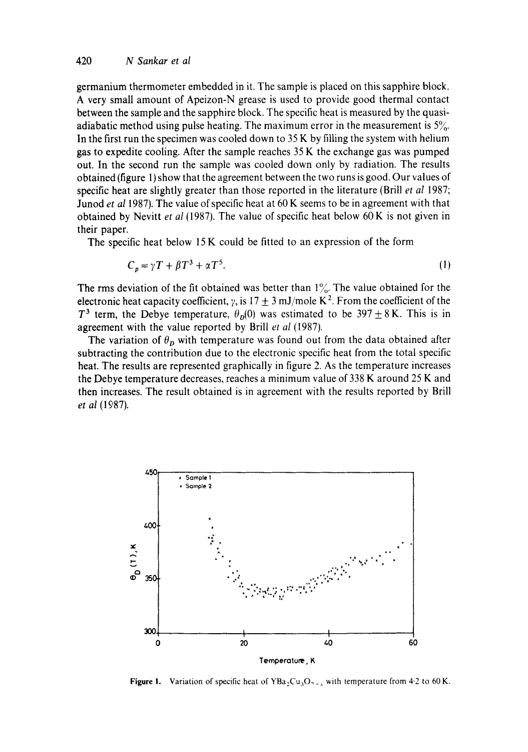germanium thermometer embedded in it. The sample is placed on this sapphire block. A very small amount of Apeizon-N grease is used to provide good thermal contact between the sample and the sapphire block. The specific heat is measured by the quasi-adiabatic method using pulse heating. The maximum error in the measurement is 5%. In the first run the specimen was cooled down to 35 K by filling the system with helium gas to expedite cooling. After the sample reaches 35 K the exchange gas was pumped out. In the second run the sample was cooled down only by radiation. The results obtained (figure 1) show that the agreement between the two runs is good. Our values of specific heat are slightly greater than those reported in the literature (Brill *et al* 1987; Junod *et al* 1987). The value of specific heat at 60 K seems to be in agreement with that obtained by Nevitt *et al* (1987). The value of specific heat below 60 K is not given in their paper.

The specific heat below 15 K could be fitted to an expression of the form

$$C_p = \gamma T + \beta T^3 + \alpha T^5. \tag{1}$$

The rms deviation of the fit obtained was better than 1%. The value obtained for the electronic heat capacity coefficient, $\gamma$, is $17 \pm 3$ mJ/mole K$^2$. From the coefficient of the $T^3$ term, the Debye temperature, $\theta_D(0)$ was estimated to be $397 \pm 8$ K. This is in agreement with the value reported by Brill *et al* (1987).

The variation of $\theta_D$ with temperature was found out from the data obtained after subtracting the contribution due to the electronic specific heat from the total specific heat. The results are represented graphically in figure 2. As the temperature increases the Debye temperature decreases, reaches a minimum value of 338 K around 25 K and then increases. The result obtained is in agreement with the results reported by Brill *et al* (1987).

**Figure 1.** Variation of specific heat of $YBa_2Cu_3O_{7-x}$ with temperature from 4·2 to 60 K.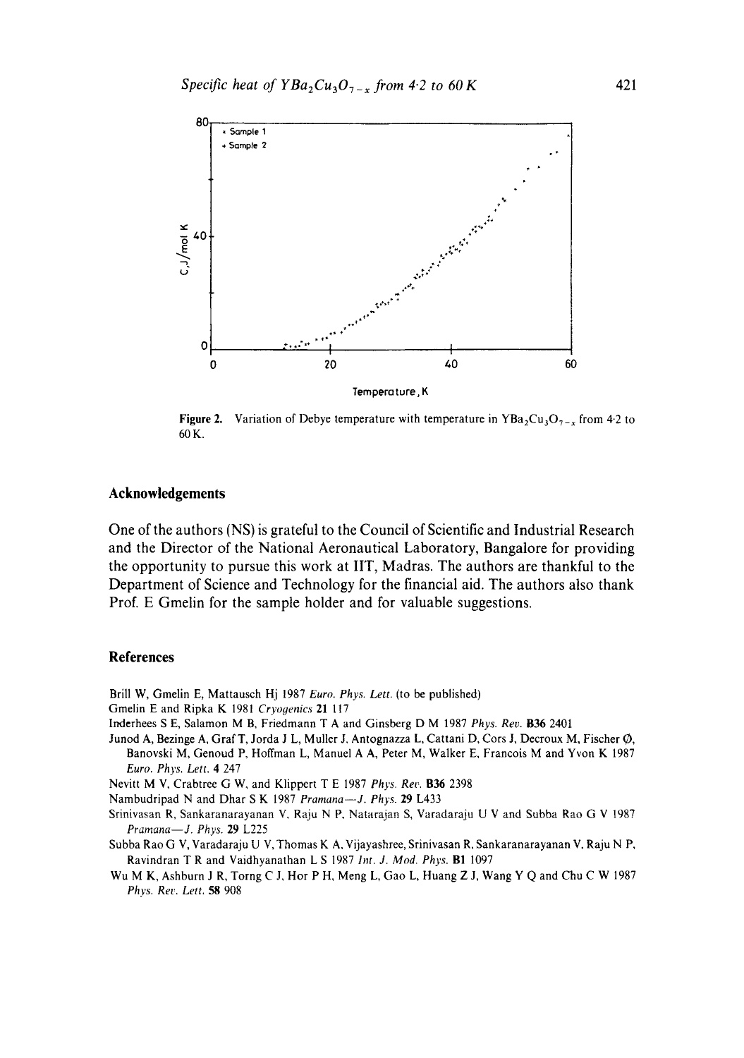80

× Sample 1

+ Sample 2

C, J/mol K

40

0

0

20

40

60

Temperature, K

**Figure 2.** Variation of Debye temperature with temperature in $YBa_2Cu_3O_{7-x}$ from 4·2 to 60 K.

## Acknowledgements

One of the authors (NS) is grateful to the Council of Scientific and Industrial Research and the Director of the National Aeronautical Laboratory, Bangalore for providing the opportunity to pursue this work at IIT, Madras. The authors are thankful to the Department of Science and Technology for the financial aid. The authors also thank Prof. E Gmelin for the sample holder and for valuable suggestions.

## References

Brill W, Gmelin E, Mattausch Hj 1987 *Euro. Phys. Lett.* (to be published)

Gmelin E and Ripka K 1981 *Cryogenics* **21** 117

Inderhees S E, Salamon M B, Friedmann T A and Ginsberg D M 1987 *Phys. Rev.* **B36** 2401

Junod A, Bezinge A, Graf T, Jorda J L, Muller J, Antognazza L, Cattani D, Cors J, Decroux M, Fischer Ø, Banovski M, Genoud P, Hoffman L, Manuel A A, Peter M, Walker E, Francois M and Yvon K 1987 *Euro. Phys. Lett.* **4** 247

Nevitt M V, Crabtree G W, and Klippert T E 1987 *Phys. Rev.* **B36** 2398

Nambudripad N and Dhar S K 1987 *Pramana—J. Phys.* **29** L433

Srinivasan R, Sankaranarayanan V, Raju N P, Natarajan S, Varadaraju U V and Subba Rao G V 1987 *Pramana—J. Phys.* **29** L225

Subba Rao G V, Varadaraju U V, Thomas K A, Vijayashree, Srinivasan R, Sankaranarayanan V, Raju N P, Ravindran T R and Vaidhyanathan L S 1987 *Int. J. Mod. Phys.* **B1** 1097

Wu M K, Ashburn J R, Torng C J, Hor P H, Meng L, Gao L, Huang Z J, Wang Y Q and Chu C W 1987 *Phys. Rev. Lett.* **58** 908